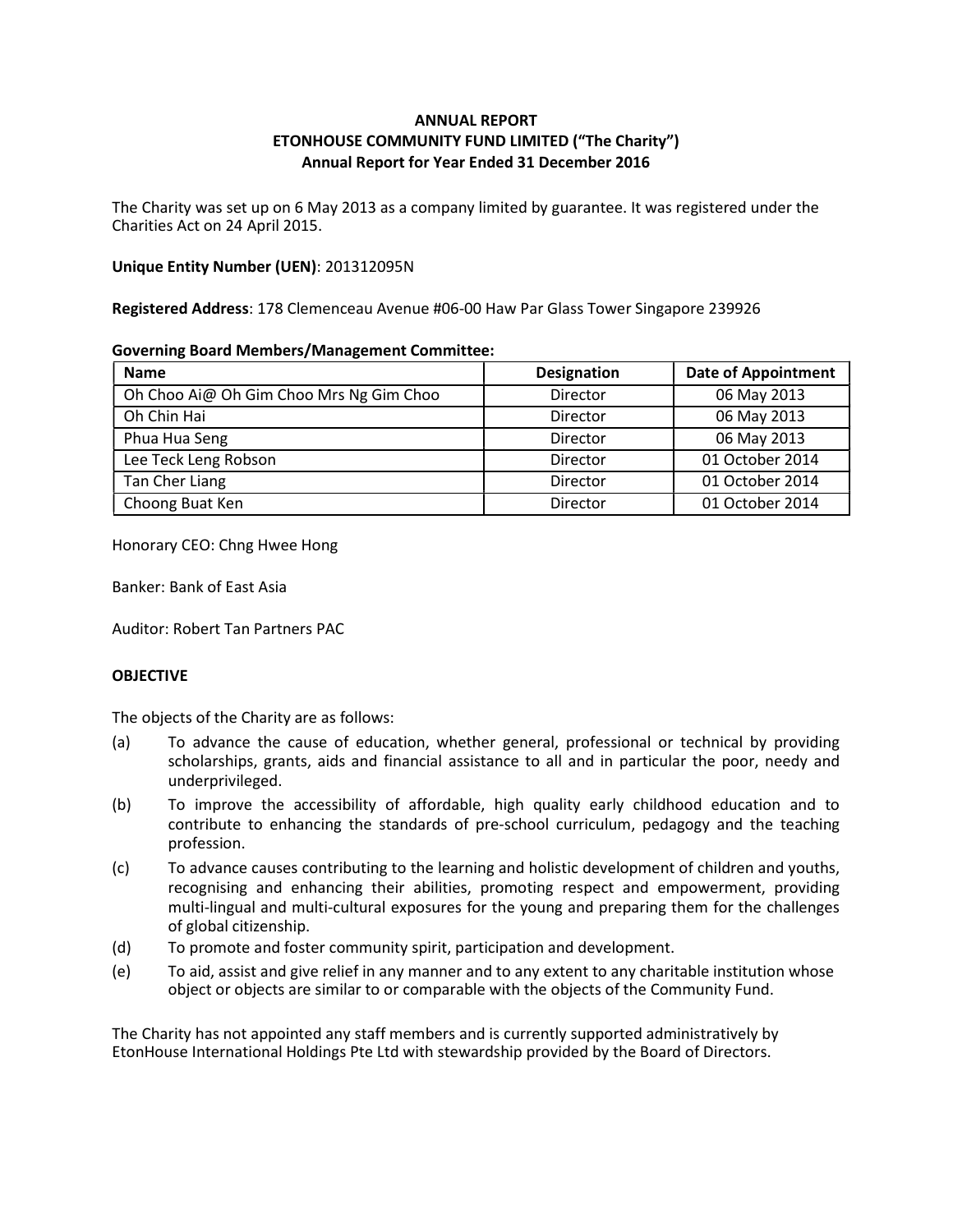# ANNUAL REPORT
## ETONHOUSE COMMUNITY FUND LIMITED ("The Charity")
### Annual Report for Year Ended 31 December 2016

The Charity was set up on 6 May 2013 as a company limited by guarantee. It was registered under the Charities Act on 24 April 2015.

**Unique Entity Number (UEN)**: 201312095N

**Registered Address**: 178 Clemenceau Avenue #06-00 Haw Par Glass Tower Singapore 239926

**Governing Board Members/Management Committee:**

| Name | Designation | Date of Appointment |
|---|---|---|
| Oh Choo Ai@ Oh Gim Choo Mrs Ng Gim Choo | Director | 06 May 2013 |
| Oh Chin Hai | Director | 06 May 2013 |
| Phua Hua Seng | Director | 06 May 2013 |
| Lee Teck Leng Robson | Director | 01 October 2014 |
| Tan Cher Liang | Director | 01 October 2014 |
| Choong Buat Ken | Director | 01 October 2014 |

Honorary CEO: Chng Hwee Hong

Banker: Bank of East Asia

Auditor: Robert Tan Partners PAC

**OBJECTIVE**

The objects of the Charity are as follows:

(a) To advance the cause of education, whether general, professional or technical by providing scholarships, grants, aids and financial assistance to all and in particular the poor, needy and underprivileged.

(b) To improve the accessibility of affordable, high quality early childhood education and to contribute to enhancing the standards of pre-school curriculum, pedagogy and the teaching profession.

(c) To advance causes contributing to the learning and holistic development of children and youths, recognising and enhancing their abilities, promoting respect and empowerment, providing multi-lingual and multi-cultural exposures for the young and preparing them for the challenges of global citizenship.

(d) To promote and foster community spirit, participation and development.

(e) To aid, assist and give relief in any manner and to any extent to any charitable institution whose object or objects are similar to or comparable with the objects of the Community Fund.

The Charity has not appointed any staff members and is currently supported administratively by EtonHouse International Holdings Pte Ltd with stewardship provided by the Board of Directors.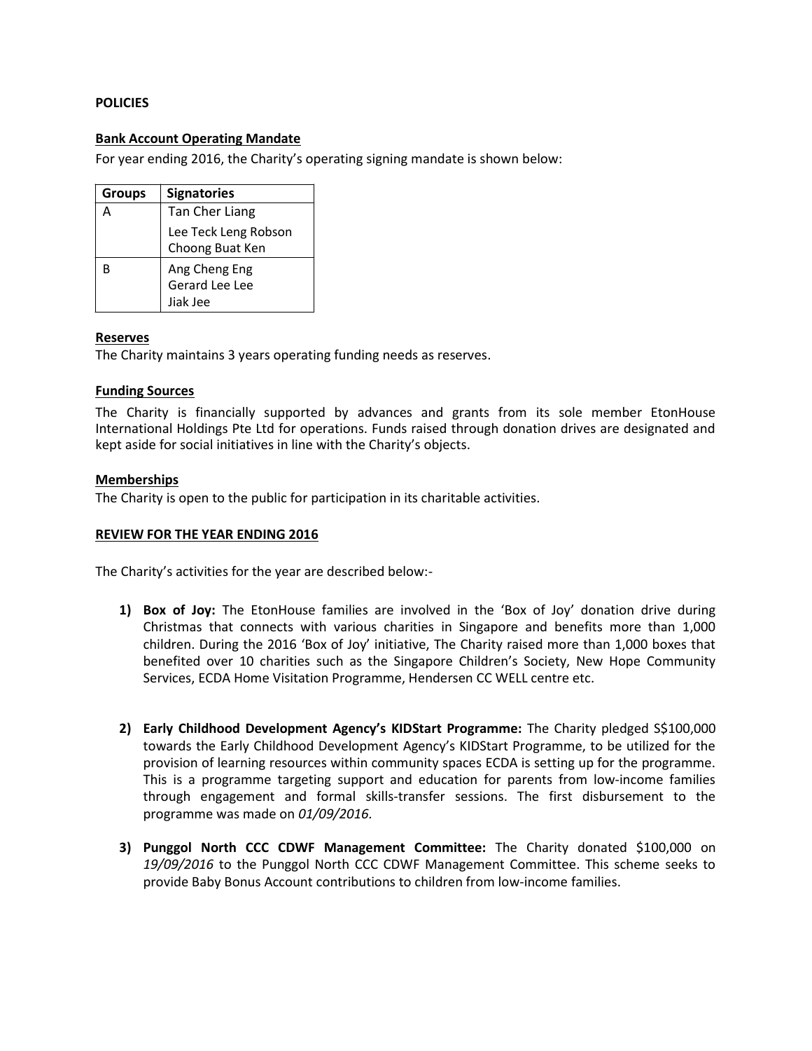**POLICIES**

**Bank Account Operating Mandate**

For year ending 2016, the Charity's operating signing mandate is shown below:

| Groups | Signatories |
| --- | --- |
| A | Tan Cher Liang<br>Lee Teck Leng Robson<br>Choong Buat Ken |
| B | Ang Cheng Eng<br>Gerard Lee Lee<br>Jiak Jee |

**Reserves**

The Charity maintains 3 years operating funding needs as reserves.

**Funding Sources**

The Charity is financially supported by advances and grants from its sole member EtonHouse International Holdings Pte Ltd for operations. Funds raised through donation drives are designated and kept aside for social initiatives in line with the Charity's objects.

**Memberships**

The Charity is open to the public for participation in its charitable activities.

**REVIEW FOR THE YEAR ENDING 2016**

The Charity's activities for the year are described below:-

1) **Box of Joy:** The EtonHouse families are involved in the 'Box of Joy' donation drive during Christmas that connects with various charities in Singapore and benefits more than 1,000 children. During the 2016 'Box of Joy' initiative, The Charity raised more than 1,000 boxes that benefited over 10 charities such as the Singapore Children's Society, New Hope Community Services, ECDA Home Visitation Programme, Hendersen CC WELL centre etc.

2) **Early Childhood Development Agency's KIDStart Programme:** The Charity pledged S$100,000 towards the Early Childhood Development Agency's KIDStart Programme, to be utilized for the provision of learning resources within community spaces ECDA is setting up for the programme. This is a programme targeting support and education for parents from low-income families through engagement and formal skills-transfer sessions. The first disbursement to the programme was made on *01/09/2016*.

3) **Punggol North CCC CDWF Management Committee:** The Charity donated $100,000 on *19/09/2016* to the Punggol North CCC CDWF Management Committee. This scheme seeks to provide Baby Bonus Account contributions to children from low-income families.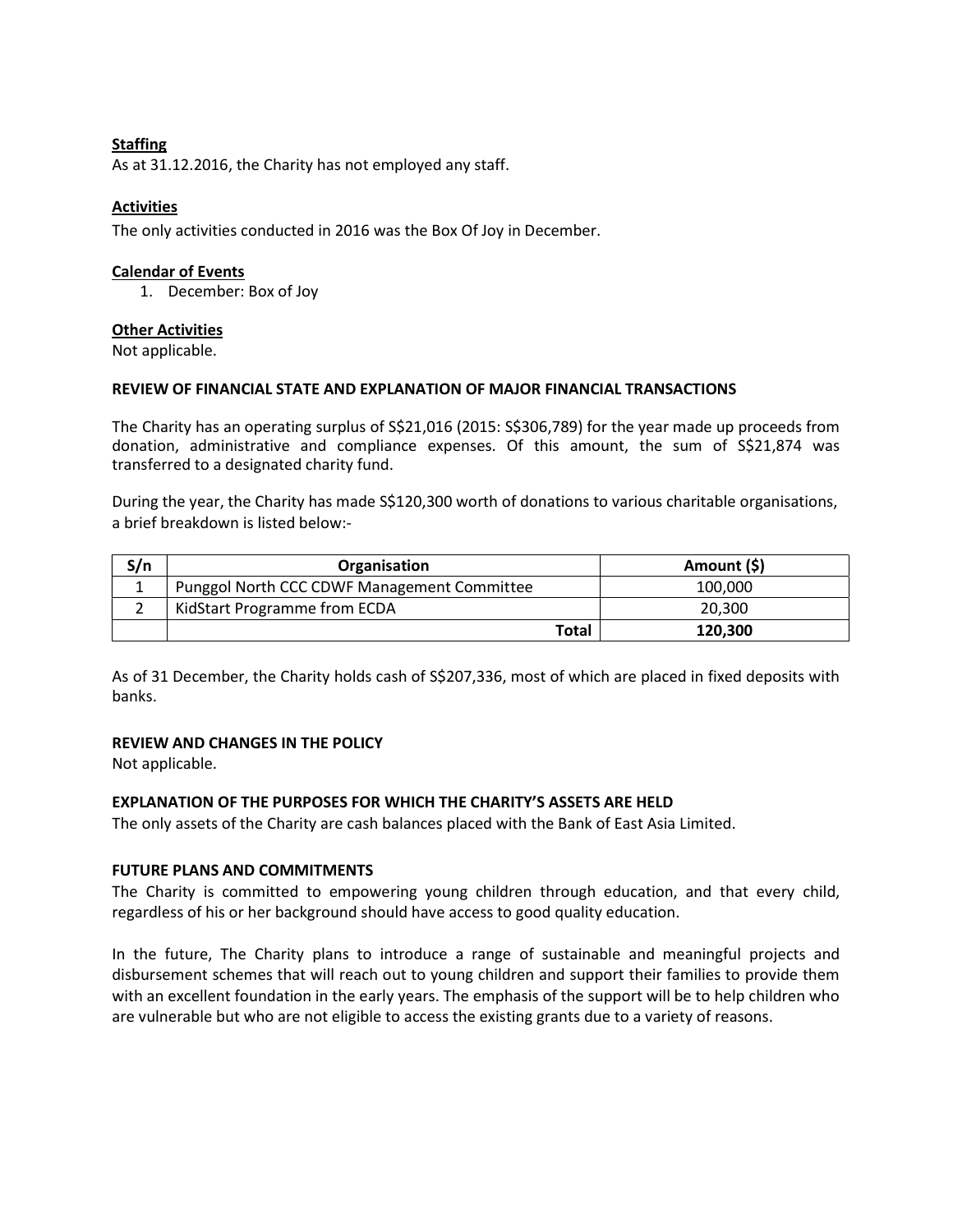**Staffing**

As at 31.12.2016, the Charity has not employed any staff.

**Activities**

The only activities conducted in 2016 was the Box Of Joy in December.

**Calendar of Events**

1. December: Box of Joy

**Other Activities**

Not applicable.

**REVIEW OF FINANCIAL STATE AND EXPLANATION OF MAJOR FINANCIAL TRANSACTIONS**

The Charity has an operating surplus of S$21,016 (2015: S$306,789) for the year made up proceeds from donation, administrative and compliance expenses. Of this amount, the sum of S$21,874 was transferred to a designated charity fund.

During the year, the Charity has made S$120,300 worth of donations to various charitable organisations, a brief breakdown is listed below:-

| S/n | Organisation | Amount ($) |
|---|---|---|
| 1 | Punggol North CCC CDWF Management Committee | 100,000 |
| 2 | KidStart Programme from ECDA | 20,300 |
| | **Total** | **120,300** |

As of 31 December, the Charity holds cash of S$207,336, most of which are placed in fixed deposits with banks.

**REVIEW AND CHANGES IN THE POLICY**

Not applicable.

**EXPLANATION OF THE PURPOSES FOR WHICH THE CHARITY'S ASSETS ARE HELD**

The only assets of the Charity are cash balances placed with the Bank of East Asia Limited.

**FUTURE PLANS AND COMMITMENTS**

The Charity is committed to empowering young children through education, and that every child, regardless of his or her background should have access to good quality education.

In the future, The Charity plans to introduce a range of sustainable and meaningful projects and disbursement schemes that will reach out to young children and support their families to provide them with an excellent foundation in the early years. The emphasis of the support will be to help children who are vulnerable but who are not eligible to access the existing grants due to a variety of reasons.